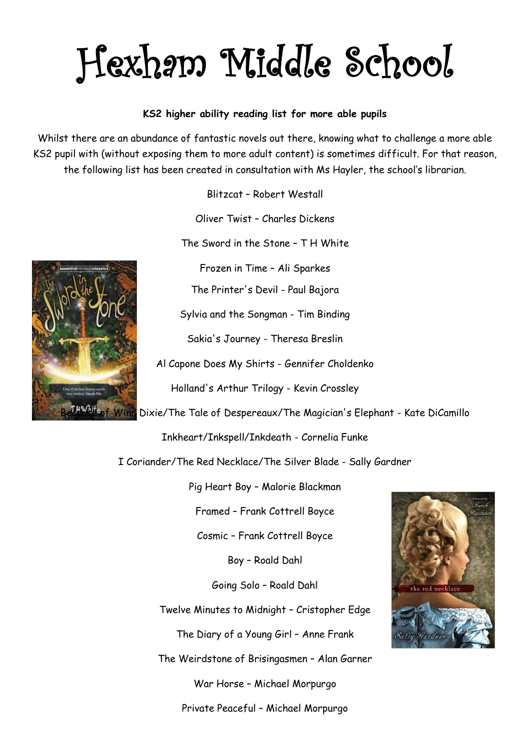# Hexham Middle School

**KS2 higher ability reading list for more able pupils**

Whilst there are an abundance of fantastic novels out there, knowing what to challenge a more able KS2 pupil with (without exposing them to more adult content) is sometimes difficult. For that reason, the following list has been created in consultation with Ms Hayler, the school's librarian.

Blitzcat – Robert Westall

Oliver Twist – Charles Dickens

The Sword in the Stone – T H White

Frozen in Time – Ali Sparkes

The Printer's Devil - Paul Bajora

Sylvia and the Songman - Tim Binding

Sakia's Journey - Theresa Breslin

Al Capone Does My Shirts - Gennifer Choldenko

Holland's Arthur Trilogy - Kevin Crossley

Because of Winn Dixie/The Tale of Despereaux/The Magician's Elephant - Kate DiCamillo

Inkheart/Inkspell/Inkdeath - Cornelia Funke

I Coriander/The Red Necklace/The Silver Blade - Sally Gardner

Pig Heart Boy – Malorie Blackman

Framed – Frank Cottrell Boyce

Cosmic – Frank Cottrell Boyce

Boy – Roald Dahl

Going Solo – Roald Dahl

Twelve Minutes to Midnight – Cristopher Edge

The Diary of a Young Girl – Anne Frank

The Weirdstone of Brisingasmen – Alan Garner

War Horse – Michael Morpurgo

Private Peaceful – Michael Morpurgo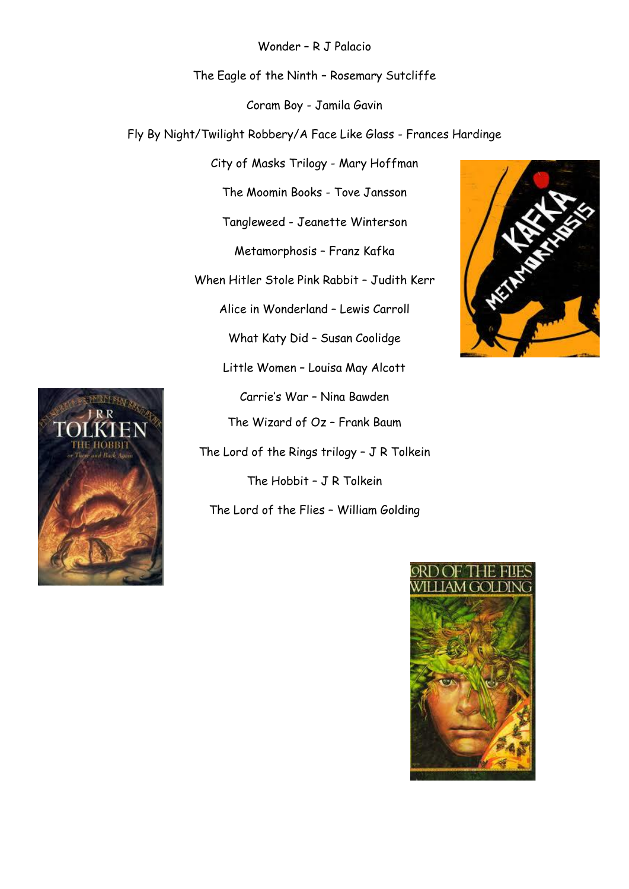Wonder – R J Palacio

The Eagle of the Ninth – Rosemary Sutcliffe

Coram Boy - Jamila Gavin

Fly By Night/Twilight Robbery/A Face Like Glass - Frances Hardinge

City of Masks Trilogy - Mary Hoffman

The Moomin Books - Tove Jansson

Tangleweed - Jeanette Winterson

Metamorphosis – Franz Kafka

When Hitler Stole Pink Rabbit – Judith Kerr

Alice in Wonderland – Lewis Carroll

What Katy Did – Susan Coolidge

Little Women – Louisa May Alcott

Carrie's War – Nina Bawden

The Wizard of Oz – Frank Baum

The Lord of the Rings trilogy – J R Tolkein

The Hobbit – J R Tolkein

The Lord of the Flies – William Golding